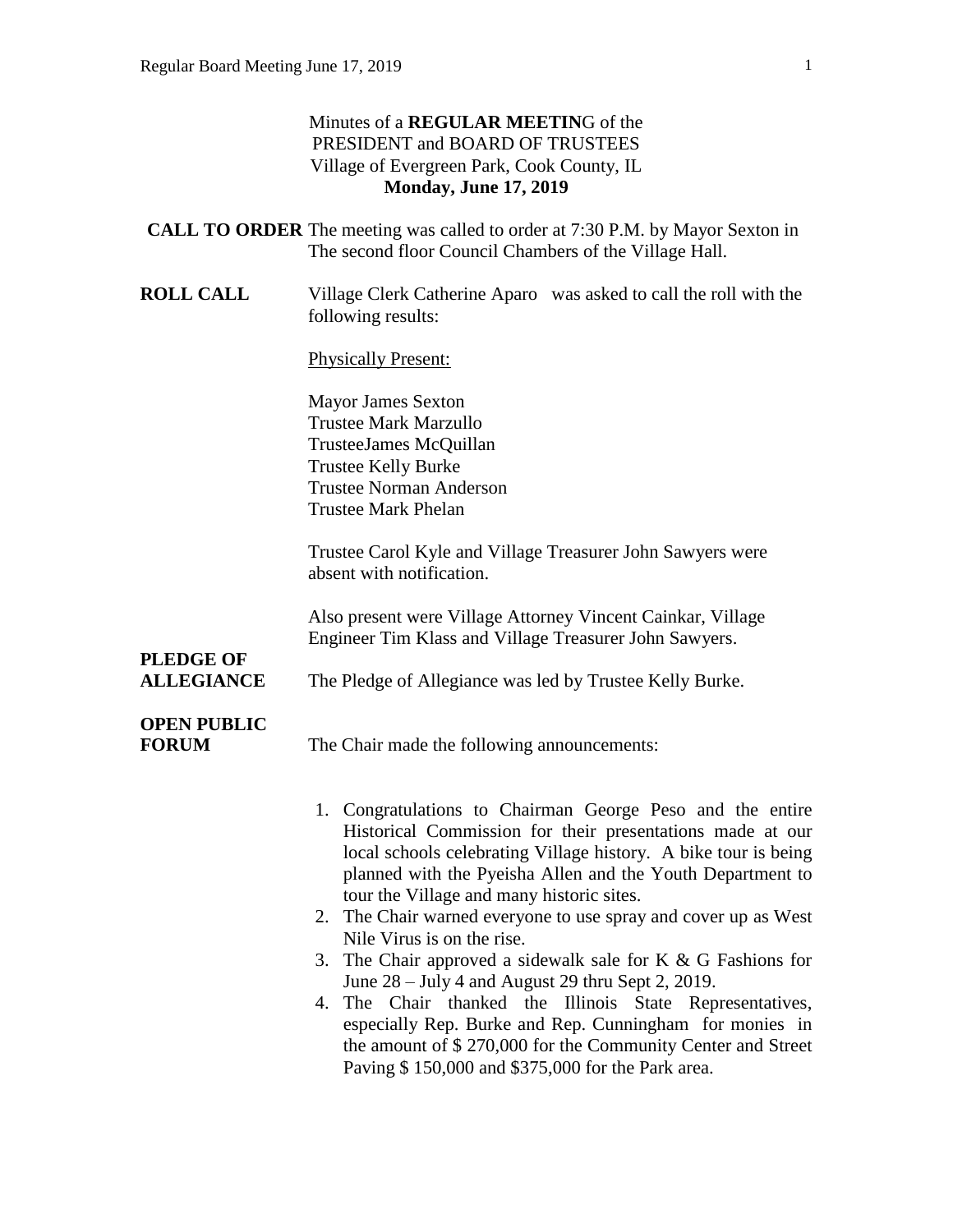Minutes of a **REGULAR MEETIN**G of the
PRESIDENT and BOARD OF TRUSTEES
Village of Evergreen Park, Cook County, IL
**Monday, June 17, 2019**

**CALL TO ORDER** The meeting was called to order at 7:30 P.M. by Mayor Sexton in The second floor Council Chambers of the Village Hall.

**ROLL CALL** Village Clerk Catherine Aparo was asked to call the roll with the following results:

Physically Present:

Mayor James Sexton
Trustee Mark Marzullo
TrusteeJames McQuillan
Trustee Kelly Burke
Trustee Norman Anderson
Trustee Mark Phelan

Trustee Carol Kyle and Village Treasurer John Sawyers were absent with notification.

Also present were Village Attorney Vincent Cainkar, Village Engineer Tim Klass and Village Treasurer John Sawyers.

**PLEDGE OF ALLEGIANCE** The Pledge of Allegiance was led by Trustee Kelly Burke.

**OPEN PUBLIC FORUM** The Chair made the following announcements:

1. Congratulations to Chairman George Peso and the entire Historical Commission for their presentations made at our local schools celebrating Village history. A bike tour is being planned with the Pyeisha Allen and the Youth Department to tour the Village and many historic sites.
2. The Chair warned everyone to use spray and cover up as West Nile Virus is on the rise.
3. The Chair approved a sidewalk sale for K & G Fashions for June 28 – July 4 and August 29 thru Sept 2, 2019.
4. The Chair thanked the Illinois State Representatives, especially Rep. Burke and Rep. Cunningham for monies in the amount of $ 270,000 for the Community Center and Street Paving $ 150,000 and $375,000 for the Park area.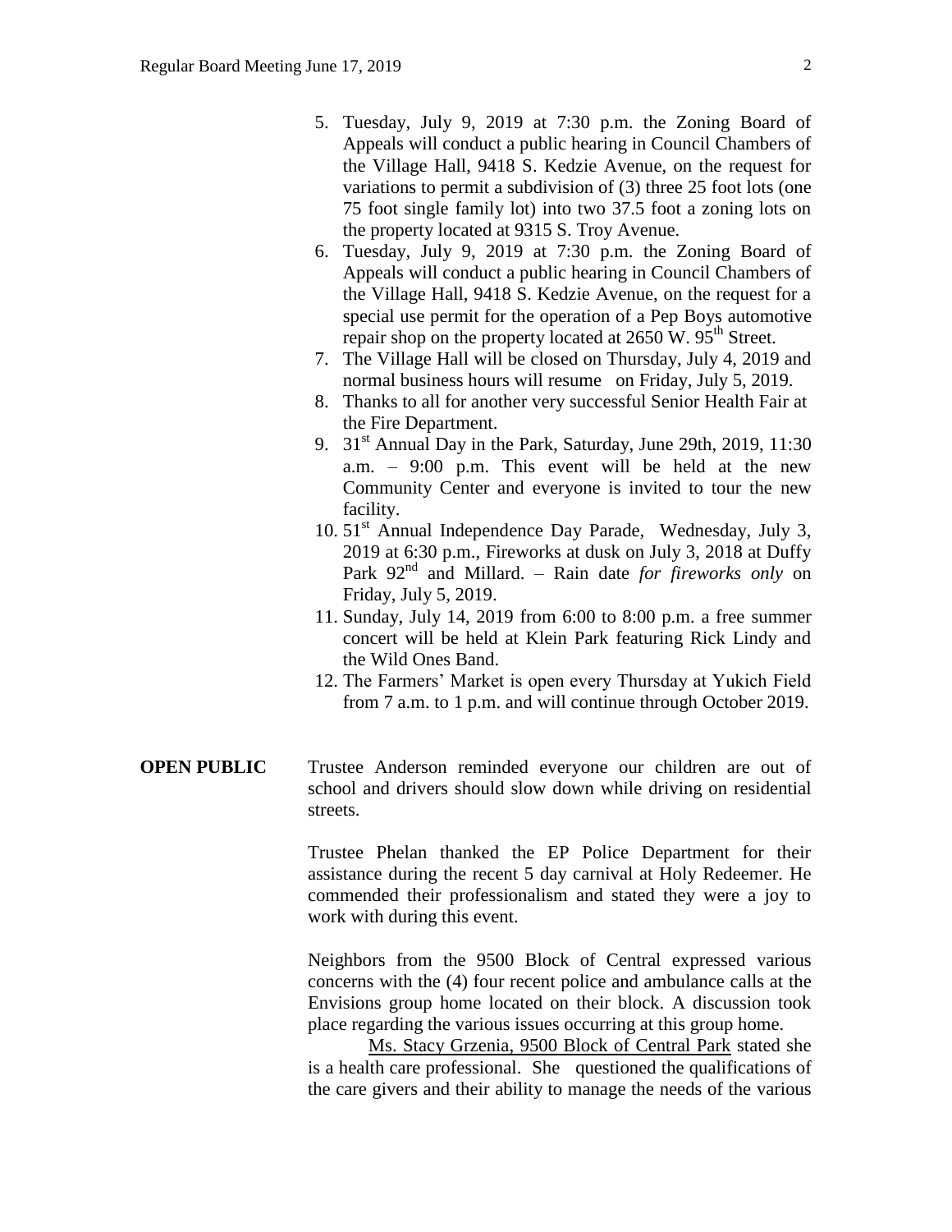5. Tuesday, July 9, 2019 at 7:30 p.m. the Zoning Board of Appeals will conduct a public hearing in Council Chambers of the Village Hall, 9418 S. Kedzie Avenue, on the request for variations to permit a subdivision of (3) three 25 foot lots (one 75 foot single family lot) into two 37.5 foot a zoning lots on the property located at 9315 S. Troy Avenue.
6. Tuesday, July 9, 2019 at 7:30 p.m. the Zoning Board of Appeals will conduct a public hearing in Council Chambers of the Village Hall, 9418 S. Kedzie Avenue, on the request for a special use permit for the operation of a Pep Boys automotive repair shop on the property located at 2650 W. 95th Street.
7. The Village Hall will be closed on Thursday, July 4, 2019 and normal business hours will resume on Friday, July 5, 2019.
8. Thanks to all for another very successful Senior Health Fair at the Fire Department.
9. 31st Annual Day in the Park, Saturday, June 29th, 2019, 11:30 a.m. – 9:00 p.m. This event will be held at the new Community Center and everyone is invited to tour the new facility.
10. 51st Annual Independence Day Parade, Wednesday, July 3, 2019 at 6:30 p.m., Fireworks at dusk on July 3, 2018 at Duffy Park 92nd and Millard. – Rain date *for fireworks only* on Friday, July 5, 2019.
11. Sunday, July 14, 2019 from 6:00 to 8:00 p.m. a free summer concert will be held at Klein Park featuring Rick Lindy and the Wild Ones Band.
12. The Farmers' Market is open every Thursday at Yukich Field from 7 a.m. to 1 p.m. and will continue through October 2019.

**OPEN PUBLIC**

Trustee Anderson reminded everyone our children are out of school and drivers should slow down while driving on residential streets.

Trustee Phelan thanked the EP Police Department for their assistance during the recent 5 day carnival at Holy Redeemer. He commended their professionalism and stated they were a joy to work with during this event.

Neighbors from the 9500 Block of Central expressed various concerns with the (4) four recent police and ambulance calls at the Envisions group home located on their block. A discussion took place regarding the various issues occurring at this group home.

Ms. Stacy Grzenia, 9500 Block of Central Park stated she is a health care professional. She questioned the qualifications of the care givers and their ability to manage the needs of the various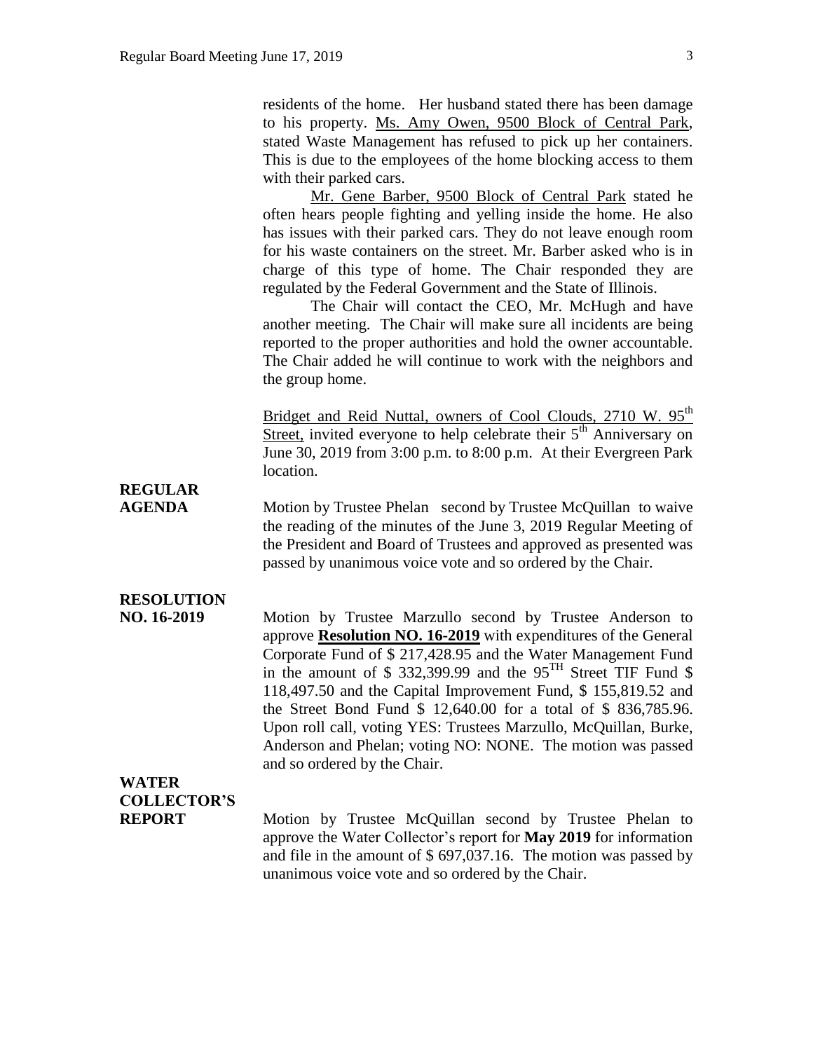residents of the home. Her husband stated there has been damage to his property. Ms. Amy Owen, 9500 Block of Central Park, stated Waste Management has refused to pick up her containers. This is due to the employees of the home blocking access to them with their parked cars.

Mr. Gene Barber, 9500 Block of Central Park stated he often hears people fighting and yelling inside the home. He also has issues with their parked cars. They do not leave enough room for his waste containers on the street. Mr. Barber asked who is in charge of this type of home. The Chair responded they are regulated by the Federal Government and the State of Illinois.

The Chair will contact the CEO, Mr. McHugh and have another meeting. The Chair will make sure all incidents are being reported to the proper authorities and hold the owner accountable. The Chair added he will continue to work with the neighbors and the group home.

Bridget and Reid Nuttal, owners of Cool Clouds, 2710 W. 95th Street, invited everyone to help celebrate their 5th Anniversary on June 30, 2019 from 3:00 p.m. to 8:00 p.m. At their Evergreen Park location.

**REGULAR AGENDA**

Motion by Trustee Phelan second by Trustee McQuillan to waive the reading of the minutes of the June 3, 2019 Regular Meeting of the President and Board of Trustees and approved as presented was passed by unanimous voice vote and so ordered by the Chair.

**RESOLUTION NO. 16-2019**

Motion by Trustee Marzullo second by Trustee Anderson to approve **Resolution NO. 16-2019** with expenditures of the General Corporate Fund of $ 217,428.95 and the Water Management Fund in the amount of $ 332,399.99 and the 95TH Street TIF Fund $ 118,497.50 and the Capital Improvement Fund, $ 155,819.52 and the Street Bond Fund $ 12,640.00 for a total of $ 836,785.96. Upon roll call, voting YES: Trustees Marzullo, McQuillan, Burke, Anderson and Phelan; voting NO: NONE. The motion was passed and so ordered by the Chair.

**WATER COLLECTOR'S REPORT**

Motion by Trustee McQuillan second by Trustee Phelan to approve the Water Collector's report for **May 2019** for information and file in the amount of $ 697,037.16. The motion was passed by unanimous voice vote and so ordered by the Chair.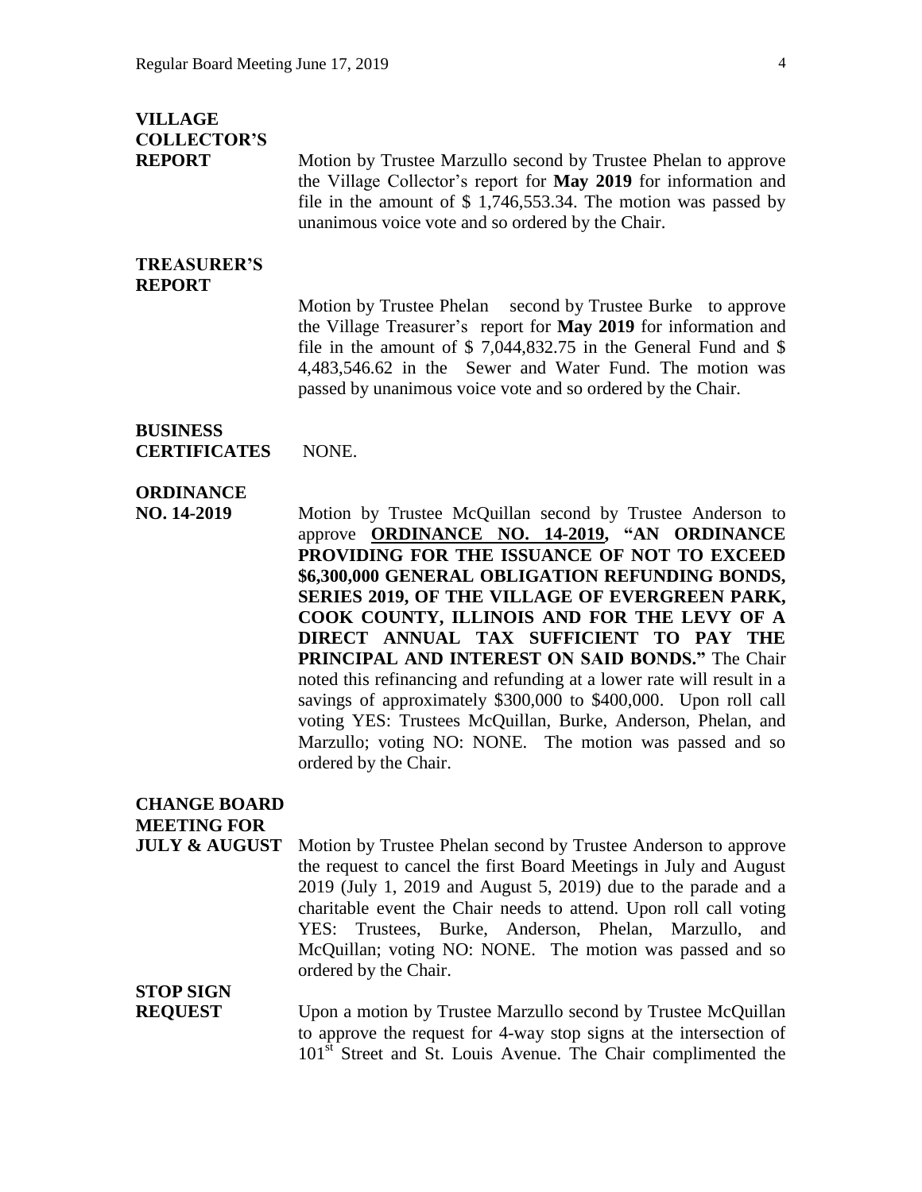**VILLAGE COLLECTOR'S REPORT**

Motion by Trustee Marzullo second by Trustee Phelan to approve the Village Collector's report for **May 2019** for information and file in the amount of $ 1,746,553.34. The motion was passed by unanimous voice vote and so ordered by the Chair.

**TREASURER'S REPORT**

Motion by Trustee Phelan second by Trustee Burke to approve the Village Treasurer's report for **May 2019** for information and file in the amount of $ 7,044,832.75 in the General Fund and $ 4,483,546.62 in the Sewer and Water Fund. The motion was passed by unanimous voice vote and so ordered by the Chair.

**BUSINESS CERTIFICATES** NONE.

**ORDINANCE NO. 14-2019**

Motion by Trustee McQuillan second by Trustee Anderson to approve **ORDINANCE NO. 14-2019, "AN ORDINANCE PROVIDING FOR THE ISSUANCE OF NOT TO EXCEED $6,300,000 GENERAL OBLIGATION REFUNDING BONDS, SERIES 2019, OF THE VILLAGE OF EVERGREEN PARK, COOK COUNTY, ILLINOIS AND FOR THE LEVY OF A DIRECT ANNUAL TAX SUFFICIENT TO PAY THE PRINCIPAL AND INTEREST ON SAID BONDS."** The Chair noted this refinancing and refunding at a lower rate will result in a savings of approximately $300,000 to $400,000. Upon roll call voting YES: Trustees McQuillan, Burke, Anderson, Phelan, and Marzullo; voting NO: NONE. The motion was passed and so ordered by the Chair.

**CHANGE BOARD MEETING FOR JULY & AUGUST**

Motion by Trustee Phelan second by Trustee Anderson to approve the request to cancel the first Board Meetings in July and August 2019 (July 1, 2019 and August 5, 2019) due to the parade and a charitable event the Chair needs to attend. Upon roll call voting YES: Trustees, Burke, Anderson, Phelan, Marzullo, and McQuillan; voting NO: NONE. The motion was passed and so ordered by the Chair.

**STOP SIGN REQUEST**

Upon a motion by Trustee Marzullo second by Trustee McQuillan to approve the request for 4-way stop signs at the intersection of 101st Street and St. Louis Avenue. The Chair complimented the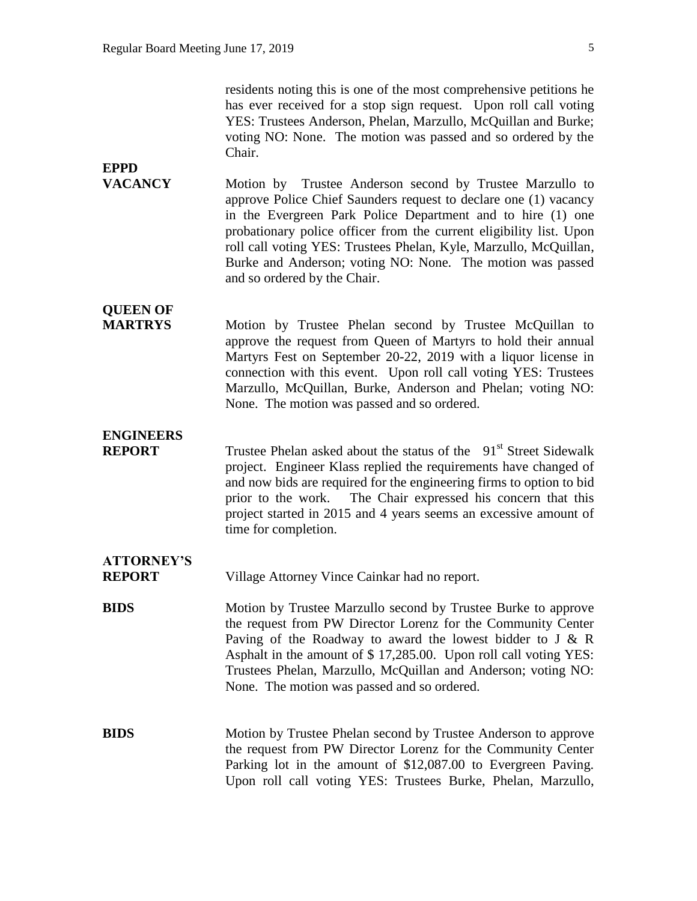residents noting this is one of the most comprehensive petitions he has ever received for a stop sign request. Upon roll call voting YES: Trustees Anderson, Phelan, Marzullo, McQuillan and Burke; voting NO: None. The motion was passed and so ordered by the Chair.

**EPPD VACANCY**

Motion by Trustee Anderson second by Trustee Marzullo to approve Police Chief Saunders request to declare one (1) vacancy in the Evergreen Park Police Department and to hire (1) one probationary police officer from the current eligibility list. Upon roll call voting YES: Trustees Phelan, Kyle, Marzullo, McQuillan, Burke and Anderson; voting NO: None. The motion was passed and so ordered by the Chair.

**QUEEN OF MARTRYS**

Motion by Trustee Phelan second by Trustee McQuillan to approve the request from Queen of Martyrs to hold their annual Martyrs Fest on September 20-22, 2019 with a liquor license in connection with this event. Upon roll call voting YES: Trustees Marzullo, McQuillan, Burke, Anderson and Phelan; voting NO: None. The motion was passed and so ordered.

**ENGINEERS REPORT**

Trustee Phelan asked about the status of the 91st Street Sidewalk project. Engineer Klass replied the requirements have changed of and now bids are required for the engineering firms to option to bid prior to the work. The Chair expressed his concern that this project started in 2015 and 4 years seems an excessive amount of time for completion.

**ATTORNEY'S REPORT**

Village Attorney Vince Cainkar had no report.

**BIDS**

Motion by Trustee Marzullo second by Trustee Burke to approve the request from PW Director Lorenz for the Community Center Paving of the Roadway to award the lowest bidder to J & R Asphalt in the amount of $ 17,285.00. Upon roll call voting YES: Trustees Phelan, Marzullo, McQuillan and Anderson; voting NO: None. The motion was passed and so ordered.

**BIDS**

Motion by Trustee Phelan second by Trustee Anderson to approve the request from PW Director Lorenz for the Community Center Parking lot in the amount of $12,087.00 to Evergreen Paving. Upon roll call voting YES: Trustees Burke, Phelan, Marzullo,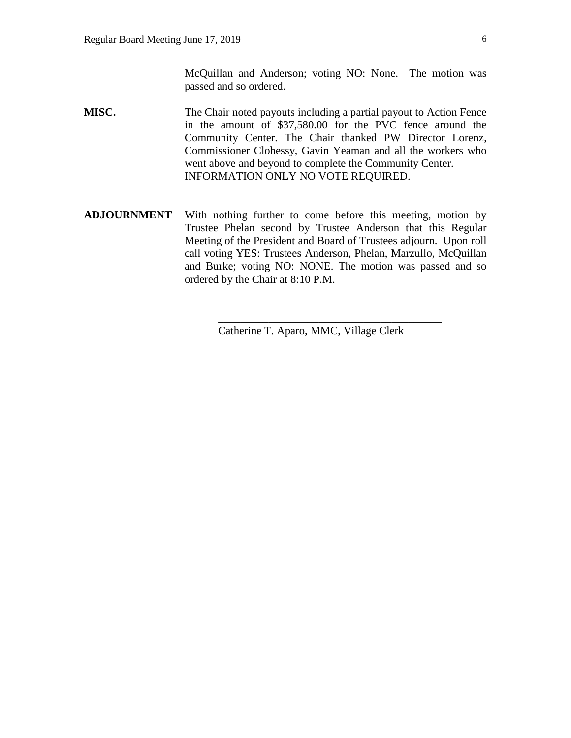McQuillan and Anderson; voting NO: None. The motion was passed and so ordered.

**MISC.** The Chair noted payouts including a partial payout to Action Fence in the amount of $37,580.00 for the PVC fence around the Community Center. The Chair thanked PW Director Lorenz, Commissioner Clohessy, Gavin Yeaman and all the workers who went above and beyond to complete the Community Center. INFORMATION ONLY NO VOTE REQUIRED.

**ADJOURNMENT** With nothing further to come before this meeting, motion by Trustee Phelan second by Trustee Anderson that this Regular Meeting of the President and Board of Trustees adjourn. Upon roll call voting YES: Trustees Anderson, Phelan, Marzullo, McQuillan and Burke; voting NO: NONE. The motion was passed and so ordered by the Chair at 8:10 P.M.

\_\_\_\_\_\_\_\_\_\_\_\_\_\_\_\_\_\_\_\_\_\_\_\_\_\_\_\_\_\_\_\_\_\_\_\_\_\_\_\_

Catherine T. Aparo, MMC, Village Clerk